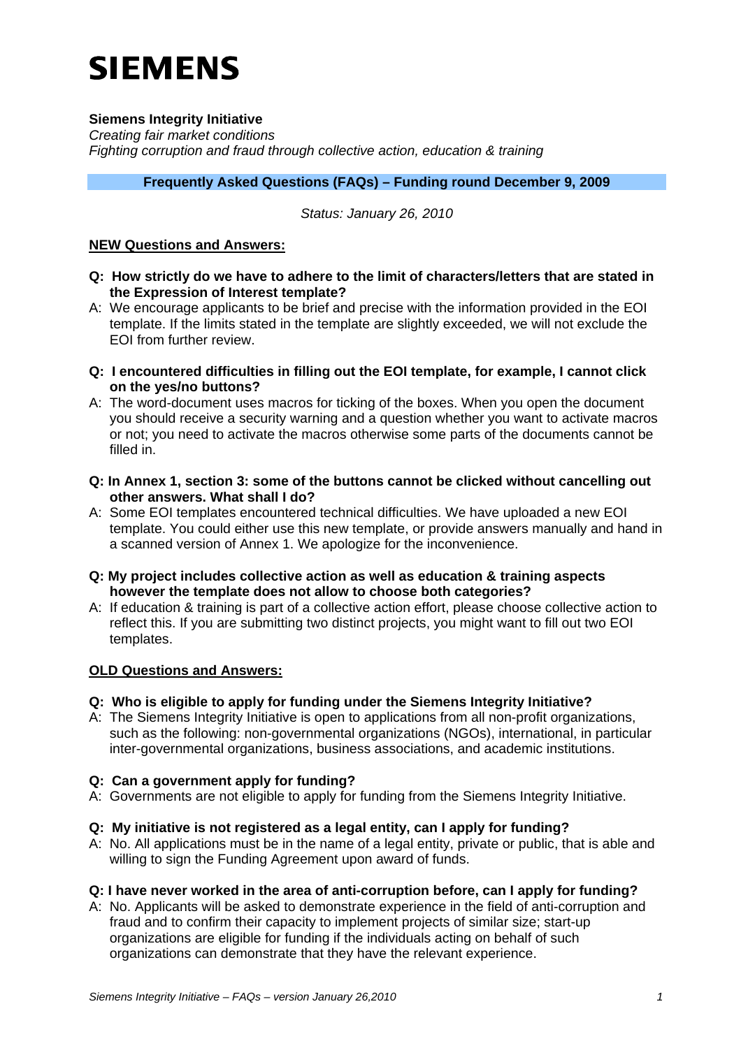# SIEMENS

**Siemens Integrity Initiative**
*Creating fair market conditions*
*Fighting corruption and fraud through collective action, education & training*

## Frequently Asked Questions (FAQs) – Funding round December 9, 2009

*Status: January 26, 2010*

### NEW Questions and Answers:

**Q: How strictly do we have to adhere to the limit of characters/letters that are stated in the Expression of Interest template?**

A: We encourage applicants to be brief and precise with the information provided in the EOI template. If the limits stated in the template are slightly exceeded, we will not exclude the EOI from further review.

**Q: I encountered difficulties in filling out the EOI template, for example, I cannot click on the yes/no buttons?**

A: The word-document uses macros for ticking of the boxes. When you open the document you should receive a security warning and a question whether you want to activate macros or not; you need to activate the macros otherwise some parts of the documents cannot be filled in.

**Q: In Annex 1, section 3: some of the buttons cannot be clicked without cancelling out other answers. What shall I do?**

A: Some EOI templates encountered technical difficulties. We have uploaded a new EOI template. You could either use this new template, or provide answers manually and hand in a scanned version of Annex 1. We apologize for the inconvenience.

**Q: My project includes collective action as well as education & training aspects however the template does not allow to choose both categories?**

A: If education & training is part of a collective action effort, please choose collective action to reflect this. If you are submitting two distinct projects, you might want to fill out two EOI templates.

### OLD Questions and Answers:

**Q: Who is eligible to apply for funding under the Siemens Integrity Initiative?**

A: The Siemens Integrity Initiative is open to applications from all non-profit organizations, such as the following: non-governmental organizations (NGOs), international, in particular inter-governmental organizations, business associations, and academic institutions.

**Q: Can a government apply for funding?**

A: Governments are not eligible to apply for funding from the Siemens Integrity Initiative.

**Q: My initiative is not registered as a legal entity, can I apply for funding?**

A: No. All applications must be in the name of a legal entity, private or public, that is able and willing to sign the Funding Agreement upon award of funds.

**Q: I have never worked in the area of anti-corruption before, can I apply for funding?**

A: No. Applicants will be asked to demonstrate experience in the field of anti-corruption and fraud and to confirm their capacity to implement projects of similar size; start-up organizations are eligible for funding if the individuals acting on behalf of such organizations can demonstrate that they have the relevant experience.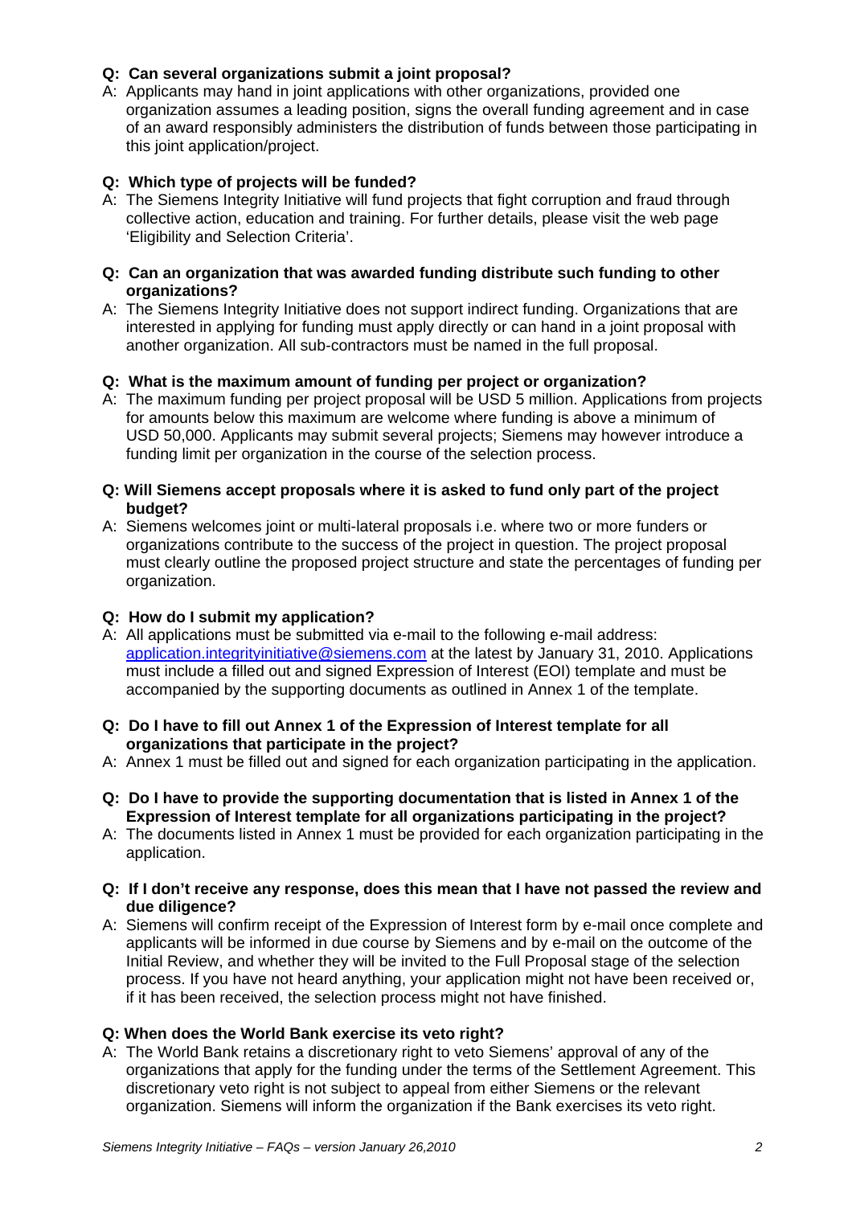**Q: Can several organizations submit a joint proposal?**

A: Applicants may hand in joint applications with other organizations, provided one organization assumes a leading position, signs the overall funding agreement and in case of an award responsibly administers the distribution of funds between those participating in this joint application/project.

**Q: Which type of projects will be funded?**

A: The Siemens Integrity Initiative will fund projects that fight corruption and fraud through collective action, education and training. For further details, please visit the web page 'Eligibility and Selection Criteria'.

**Q: Can an organization that was awarded funding distribute such funding to other organizations?**

A: The Siemens Integrity Initiative does not support indirect funding. Organizations that are interested in applying for funding must apply directly or can hand in a joint proposal with another organization. All sub-contractors must be named in the full proposal.

**Q: What is the maximum amount of funding per project or organization?**

A: The maximum funding per project proposal will be USD 5 million. Applications from projects for amounts below this maximum are welcome where funding is above a minimum of USD 50,000. Applicants may submit several projects; Siemens may however introduce a funding limit per organization in the course of the selection process.

**Q: Will Siemens accept proposals where it is asked to fund only part of the project budget?**

A: Siemens welcomes joint or multi-lateral proposals i.e. where two or more funders or organizations contribute to the success of the project in question. The project proposal must clearly outline the proposed project structure and state the percentages of funding per organization.

**Q: How do I submit my application?**

A: All applications must be submitted via e-mail to the following e-mail address: application.integrityinitiative@siemens.com at the latest by January 31, 2010. Applications must include a filled out and signed Expression of Interest (EOI) template and must be accompanied by the supporting documents as outlined in Annex 1 of the template.

**Q: Do I have to fill out Annex 1 of the Expression of Interest template for all organizations that participate in the project?**

A: Annex 1 must be filled out and signed for each organization participating in the application.

**Q: Do I have to provide the supporting documentation that is listed in Annex 1 of the Expression of Interest template for all organizations participating in the project?**

A: The documents listed in Annex 1 must be provided for each organization participating in the application.

**Q: If I don't receive any response, does this mean that I have not passed the review and due diligence?**

A: Siemens will confirm receipt of the Expression of Interest form by e-mail once complete and applicants will be informed in due course by Siemens and by e-mail on the outcome of the Initial Review, and whether they will be invited to the Full Proposal stage of the selection process. If you have not heard anything, your application might not have been received or, if it has been received, the selection process might not have finished.

**Q: When does the World Bank exercise its veto right?**

A: The World Bank retains a discretionary right to veto Siemens' approval of any of the organizations that apply for the funding under the terms of the Settlement Agreement. This discretionary veto right is not subject to appeal from either Siemens or the relevant organization. Siemens will inform the organization if the Bank exercises its veto right.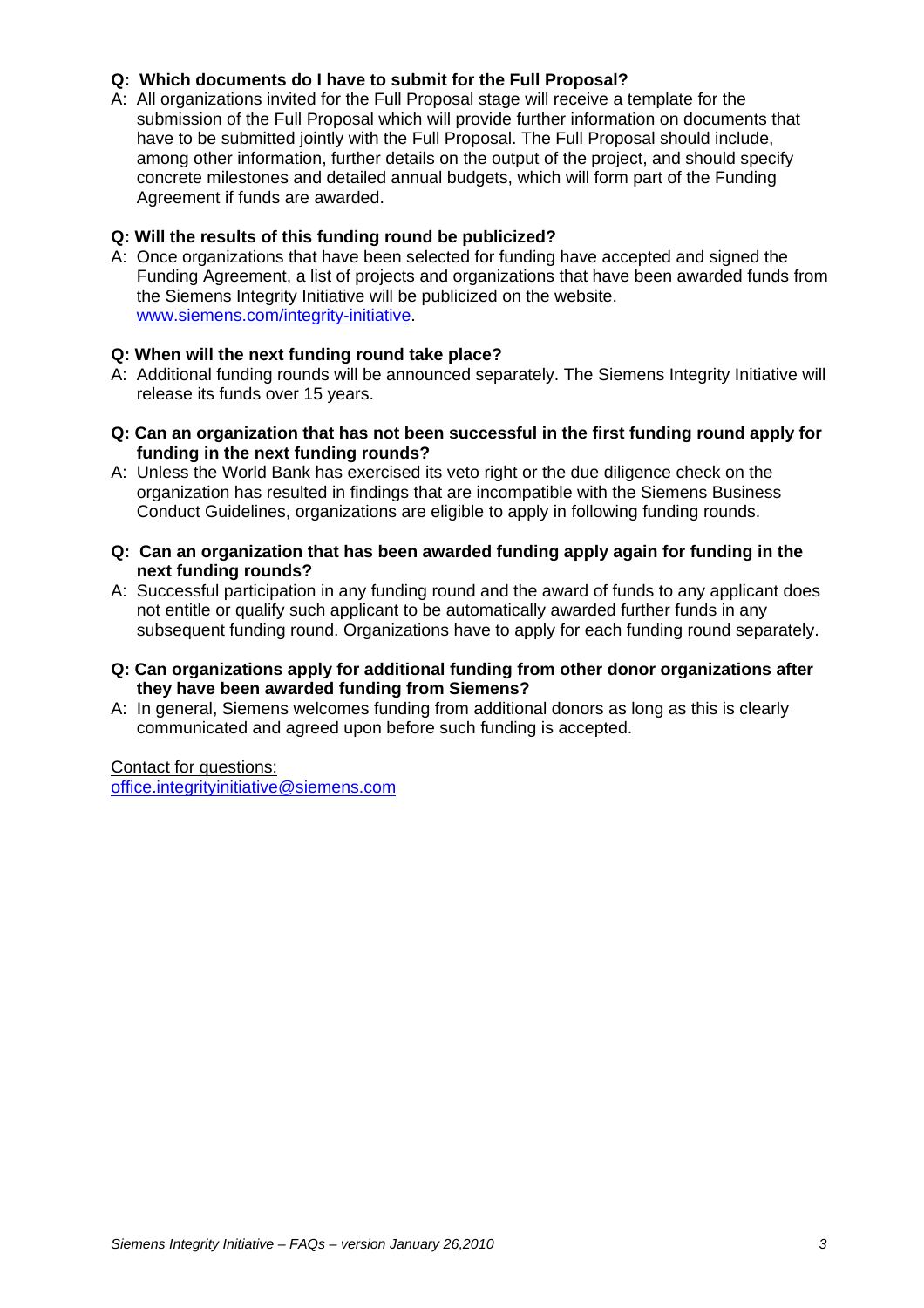**Q: Which documents do I have to submit for the Full Proposal?**

A: All organizations invited for the Full Proposal stage will receive a template for the submission of the Full Proposal which will provide further information on documents that have to be submitted jointly with the Full Proposal. The Full Proposal should include, among other information, further details on the output of the project, and should specify concrete milestones and detailed annual budgets, which will form part of the Funding Agreement if funds are awarded.

**Q: Will the results of this funding round be publicized?**

A: Once organizations that have been selected for funding have accepted and signed the Funding Agreement, a list of projects and organizations that have been awarded funds from the Siemens Integrity Initiative will be publicized on the website. [www.siemens.com/integrity-initiative](www.siemens.com/integrity-initiative).

**Q: When will the next funding round take place?**

A: Additional funding rounds will be announced separately. The Siemens Integrity Initiative will release its funds over 15 years.

**Q: Can an organization that has not been successful in the first funding round apply for funding in the next funding rounds?**

A: Unless the World Bank has exercised its veto right or the due diligence check on the organization has resulted in findings that are incompatible with the Siemens Business Conduct Guidelines, organizations are eligible to apply in following funding rounds.

**Q: Can an organization that has been awarded funding apply again for funding in the next funding rounds?**

A: Successful participation in any funding round and the award of funds to any applicant does not entitle or qualify such applicant to be automatically awarded further funds in any subsequent funding round. Organizations have to apply for each funding round separately.

**Q: Can organizations apply for additional funding from other donor organizations after they have been awarded funding from Siemens?**

A: In general, Siemens welcomes funding from additional donors as long as this is clearly communicated and agreed upon before such funding is accepted.

Contact for questions:
[office.integrityinitiative@siemens.com](mailto:office.integrityinitiative@siemens.com)